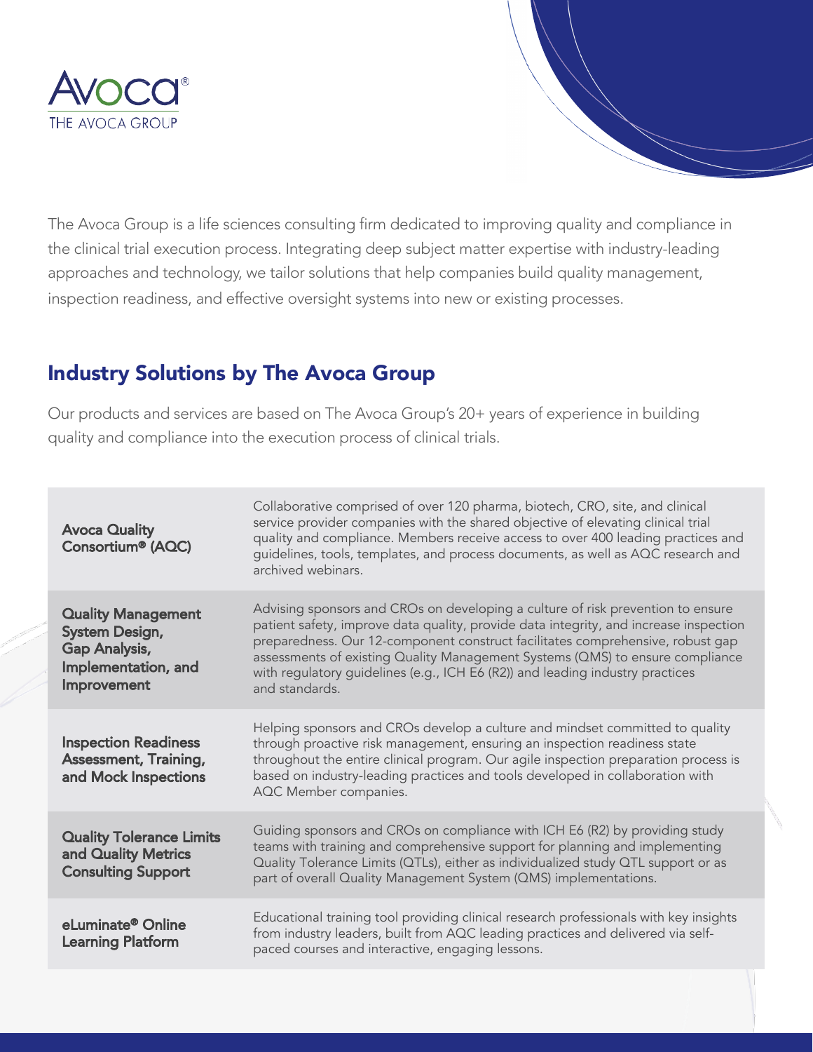Avoca®

THE AVOCA GROUP

The Avoca Group is a life sciences consulting firm dedicated to improving quality and compliance in the clinical trial execution process. Integrating deep subject matter expertise with industry-leading approaches and technology, we tailor solutions that help companies build quality management, inspection readiness, and effective oversight systems into new or existing processes.

## Industry Solutions by The Avoca Group

Our products and services are based on The Avoca Group's 20+ years of experience in building quality and compliance into the execution process of clinical trials.

| | |
|---|---|
| **Avoca Quality Consortium® (AQC)** | Collaborative comprised of over 120 pharma, biotech, CRO, site, and clinical service provider companies with the shared objective of elevating clinical trial quality and compliance. Members receive access to over 400 leading practices and guidelines, tools, templates, and process documents, as well as AQC research and archived webinars. |
| **Quality Management System Design, Gap Analysis, Implementation, and Improvement** | Advising sponsors and CROs on developing a culture of risk prevention to ensure patient safety, improve data quality, provide data integrity, and increase inspection preparedness. Our 12-component construct facilitates comprehensive, robust gap assessments of existing Quality Management Systems (QMS) to ensure compliance with regulatory guidelines (e.g., ICH E6 (R2)) and leading industry practices and standards. |
| **Inspection Readiness Assessment, Training, and Mock Inspections** | Helping sponsors and CROs develop a culture and mindset committed to quality through proactive risk management, ensuring an inspection readiness state throughout the entire clinical program. Our agile inspection preparation process is based on industry-leading practices and tools developed in collaboration with AQC Member companies. |
| **Quality Tolerance Limits and Quality Metrics Consulting Support** | Guiding sponsors and CROs on compliance with ICH E6 (R2) by providing study teams with training and comprehensive support for planning and implementing Quality Tolerance Limits (QTLs), either as individualized study QTL support or as part of overall Quality Management System (QMS) implementations. |
| **eLuminate® Online Learning Platform** | Educational training tool providing clinical research professionals with key insights from industry leaders, built from AQC leading practices and delivered via self-paced courses and interactive, engaging lessons. |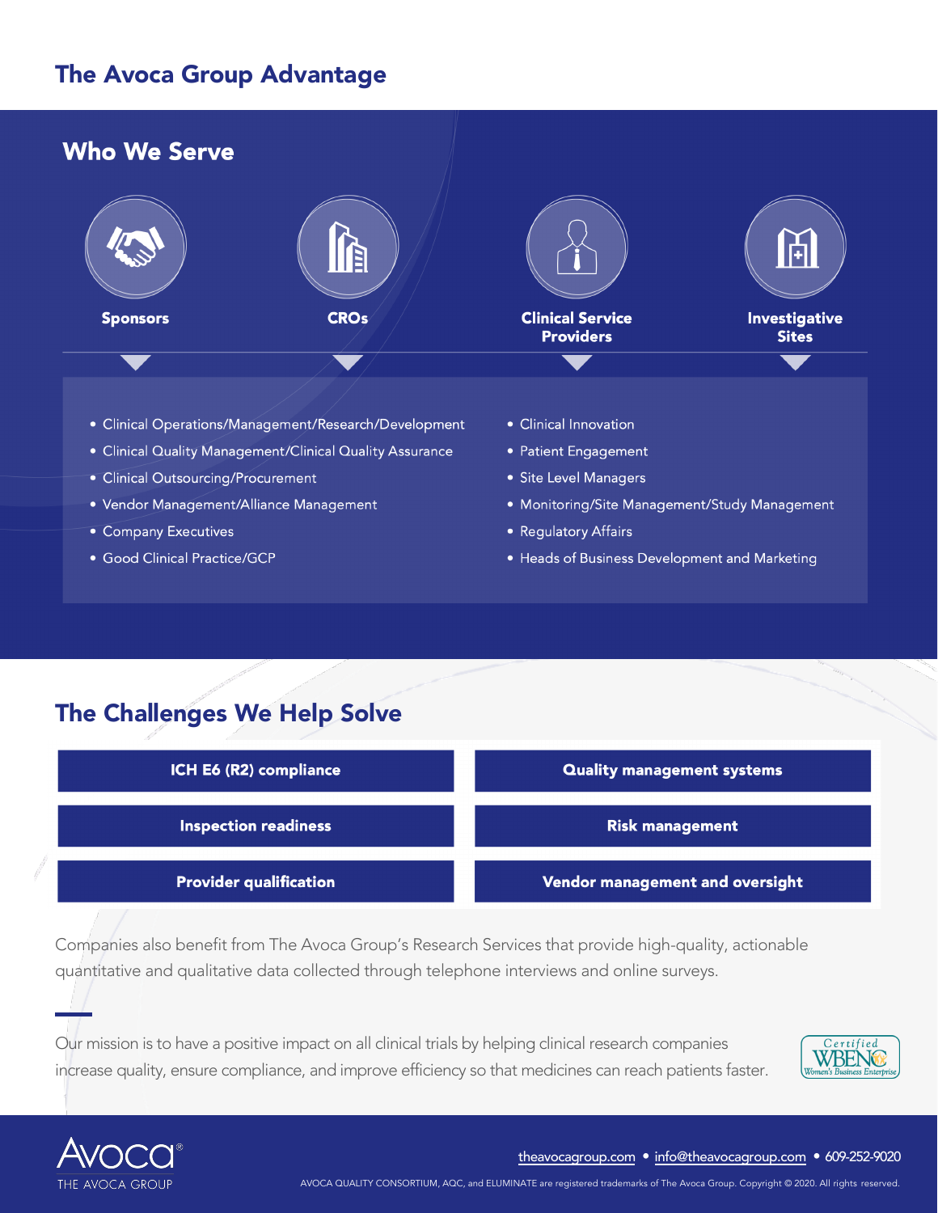# The Avoca Group Advantage

## Who We Serve

**Sponsors**

**CROs**

**Clinical Service Providers**

**Investigative Sites**

- Clinical Operations/Management/Research/Development
- Clinical Quality Management/Clinical Quality Assurance
- Clinical Outsourcing/Procurement
- Vendor Management/Alliance Management
- Company Executives
- Good Clinical Practice/GCP
- Clinical Innovation
- Patient Engagement
- Site Level Managers
- Monitoring/Site Management/Study Management
- Regulatory Affairs
- Heads of Business Development and Marketing

## The Challenges We Help Solve

| | |
|---|---|
| **ICH E6 (R2) compliance** | **Quality management systems** |
| **Inspection readiness** | **Risk management** |
| **Provider qualification** | **Vendor management and oversight** |

Companies also benefit from The Avoca Group's Research Services that provide high-quality, actionable quantitative and qualitative data collected through telephone interviews and online surveys.

Our mission is to have a positive impact on all clinical trials by helping clinical research companies increase quality, ensure compliance, and improve efficiency so that medicines can reach patients faster.

Certified WBENC Women's Business Enterprise

Avoca® THE AVOCA GROUP

theavocagroup.com • info@theavocagroup.com • 609-252-9020

AVOCA QUALITY CONSORTIUM, AQC, and ELUMINATE are registered trademarks of The Avoca Group. Copyright © 2020. All rights reserved.